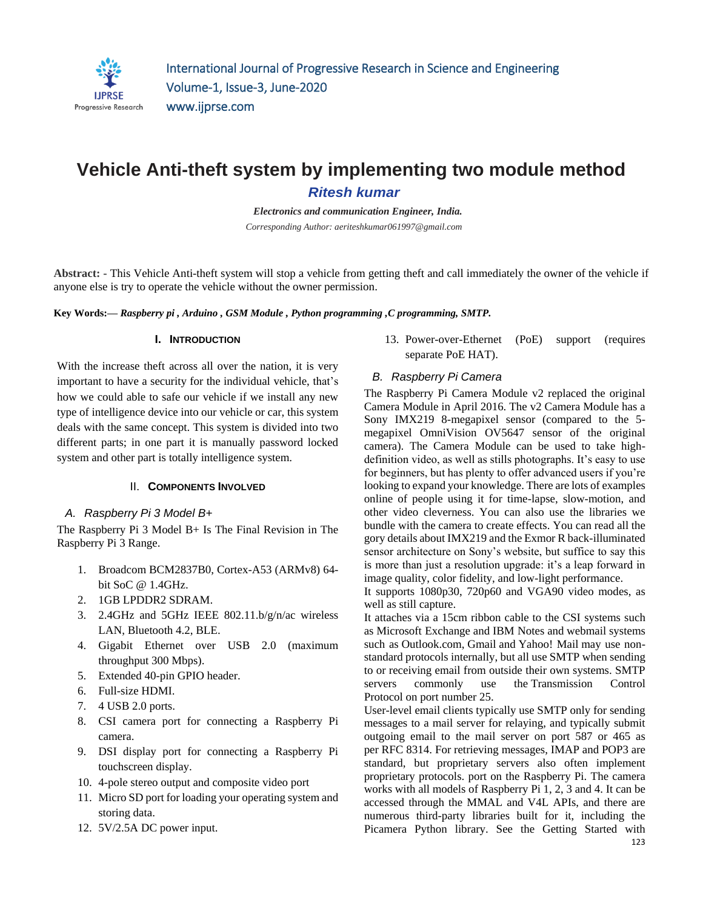# Vehicle Anti-theft system by implementing two module method

***Ritesh kumar***

***Electronics and communication Engineer, India.***

*Corresponding Author: aeriteshkumar061997@gmail.com*

**Abstract:** - This Vehicle Anti-theft system will stop a vehicle from getting theft and call immediately the owner of the vehicle if anyone else is try to operate the vehicle without the owner permission.

**Key Words:— *Raspberry pi , Arduino , GSM Module , Python programming ,C programming, SMTP.***

## I. Introduction

With the increase theft across all over the nation, it is very important to have a security for the individual vehicle, that's how we could able to safe our vehicle if we install any new type of intelligence device into our vehicle or car, this system deals with the same concept. This system is divided into two different parts; in one part it is manually password locked system and other part is totally intelligence system.

## II. Components Involved

### *A. Raspberry Pi 3 Model B+*

The Raspberry Pi 3 Model B+ Is The Final Revision in The Raspberry Pi 3 Range.

1. Broadcom BCM2837B0, Cortex-A53 (ARMv8) 64-bit SoC @ 1.4GHz.
2. 1GB LPDDR2 SDRAM.
3. 2.4GHz and 5GHz IEEE 802.11.b/g/n/ac wireless LAN, Bluetooth 4.2, BLE.
4. Gigabit Ethernet over USB 2.0 (maximum throughput 300 Mbps).
5. Extended 40-pin GPIO header.
6. Full-size HDMI.
7. 4 USB 2.0 ports.
8. CSI camera port for connecting a Raspberry Pi camera.
9. DSI display port for connecting a Raspberry Pi touchscreen display.
10. 4-pole stereo output and composite video port
11. Micro SD port for loading your operating system and storing data.
12. 5V/2.5A DC power input.
13. Power-over-Ethernet (PoE) support (requires separate PoE HAT).

### *B. Raspberry Pi Camera*

The Raspberry Pi Camera Module v2 replaced the original Camera Module in April 2016. The v2 Camera Module has a Sony IMX219 8-megapixel sensor (compared to the 5-megapixel OmniVision OV5647 sensor of the original camera). The Camera Module can be used to take high-definition video, as well as stills photographs. It's easy to use for beginners, but has plenty to offer advanced users if you're looking to expand your knowledge. There are lots of examples online of people using it for time-lapse, slow-motion, and other video cleverness. You can also use the libraries we bundle with the camera to create effects. You can read all the gory details about IMX219 and the Exmor R back-illuminated sensor architecture on Sony's website, but suffice to say this is more than just a resolution upgrade: it's a leap forward in image quality, color fidelity, and low-light performance.

It supports 1080p30, 720p60 and VGA90 video modes, as well as still capture.

It attaches via a 15cm ribbon cable to the CSI systems such as Microsoft Exchange and IBM Notes and webmail systems such as Outlook.com, Gmail and Yahoo! Mail may use non-standard protocols internally, but all use SMTP when sending to or receiving email from outside their own systems. SMTP servers commonly use the Transmission Control Protocol on port number 25.

User-level email clients typically use SMTP only for sending messages to a mail server for relaying, and typically submit outgoing email to the mail server on port 587 or 465 as per RFC 8314. For retrieving messages, IMAP and POP3 are standard, but proprietary servers also often implement proprietary protocols. port on the Raspberry Pi. The camera works with all models of Raspberry Pi 1, 2, 3 and 4. It can be accessed through the MMAL and V4L APIs, and there are numerous third-party libraries built for it, including the Picamera Python library. See the Getting Started with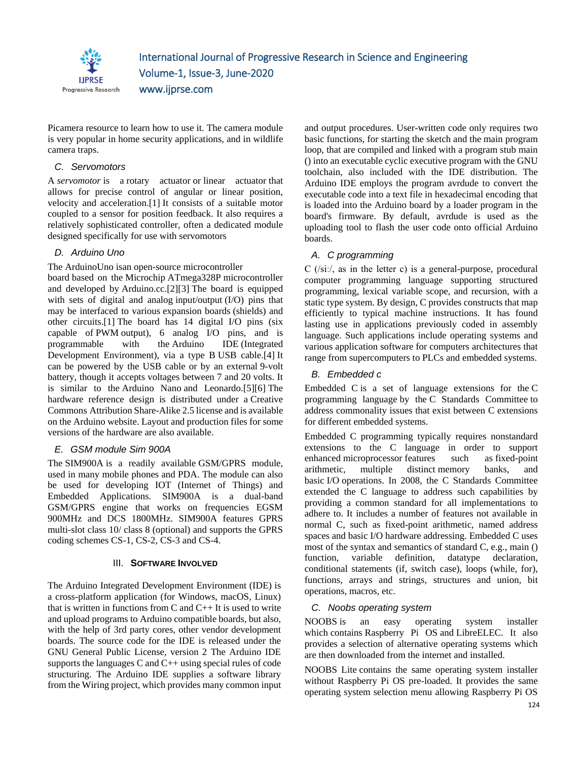Picamera resource to learn how to use it. The camera module is very popular in home security applications, and in wildlife camera traps.

### C. Servomotors

A *servomotor* is a rotary actuator or linear actuator that allows for precise control of angular or linear position, velocity and acceleration.[1] It consists of a suitable motor coupled to a sensor for position feedback. It also requires a relatively sophisticated controller, often a dedicated module designed specifically for use with servomotors

### D. Arduino Uno

The ArduinoUno isan open-source microcontroller board based on the Microchip ATmega328P microcontroller and developed by Arduino.cc.[2][3] The board is equipped with sets of digital and analog input/output (I/O) pins that may be interfaced to various expansion boards (shields) and other circuits.[1] The board has 14 digital I/O pins (six capable of PWM output), 6 analog I/O pins, and is programmable with the Arduino IDE (Integrated Development Environment), via a type B USB cable.[4] It can be powered by the USB cable or by an external 9-volt battery, though it accepts voltages between 7 and 20 volts. It is similar to the Arduino Nano and Leonardo.[5][6] The hardware reference design is distributed under a Creative Commons Attribution Share-Alike 2.5 license and is available on the Arduino website. Layout and production files for some versions of the hardware are also available.

### E. GSM module Sim 900A

The SIM900A is a readily available GSM/GPRS module, used in many mobile phones and PDA. The module can also be used for developing IOT (Internet of Things) and Embedded Applications. SIM900A is a dual-band GSM/GPRS engine that works on frequencies EGSM 900MHz and DCS 1800MHz. SIM900A features GPRS multi-slot class 10/ class 8 (optional) and supports the GPRS coding schemes CS-1, CS-2, CS-3 and CS-4.

## III. Software Involved

The Arduino Integrated Development Environment (IDE) is a cross-platform application (for Windows, macOS, Linux) that is written in functions from C and C++ It is used to write and upload programs to Arduino compatible boards, but also, with the help of 3rd party cores, other vendor development boards. The source code for the IDE is released under the GNU General Public License, version 2 The Arduino IDE supports the languages C and C++ using special rules of code structuring. The Arduino IDE supplies a software library from the Wiring project, which provides many common input and output procedures. User-written code only requires two basic functions, for starting the sketch and the main program loop, that are compiled and linked with a program stub main () into an executable cyclic executive program with the GNU toolchain, also included with the IDE distribution. The Arduino IDE employs the program avrdude to convert the executable code into a text file in hexadecimal encoding that is loaded into the Arduino board by a loader program in the board's firmware. By default, avrdude is used as the uploading tool to flash the user code onto official Arduino boards.

### A. C programming

C (/siː/, as in the letter c) is a general-purpose, procedural computer programming language supporting structured programming, lexical variable scope, and recursion, with a static type system. By design, C provides constructs that map efficiently to typical machine instructions. It has found lasting use in applications previously coded in assembly language. Such applications include operating systems and various application software for computers architectures that range from supercomputers to PLCs and embedded systems.

### B. Embedded c

Embedded C is a set of language extensions for the C programming language by the C Standards Committee to address commonality issues that exist between C extensions for different embedded systems.

Embedded C programming typically requires nonstandard extensions to the C language in order to support enhanced microprocessor features such as fixed-point arithmetic, multiple distinct memory banks, and basic I/O operations. In 2008, the C Standards Committee extended the C language to address such capabilities by providing a common standard for all implementations to adhere to. It includes a number of features not available in normal C, such as fixed-point arithmetic, named address spaces and basic I/O hardware addressing. Embedded C uses most of the syntax and semantics of standard C, e.g., main () function, variable definition, datatype declaration, conditional statements (if, switch case), loops (while, for), functions, arrays and strings, structures and union, bit operations, macros, etc.

### C. Noobs operating system

NOOBS is an easy operating system installer which contains Raspberry Pi OS and LibreELEC. It also provides a selection of alternative operating systems which are then downloaded from the internet and installed.

NOOBS Lite contains the same operating system installer without Raspberry Pi OS pre-loaded. It provides the same operating system selection menu allowing Raspberry Pi OS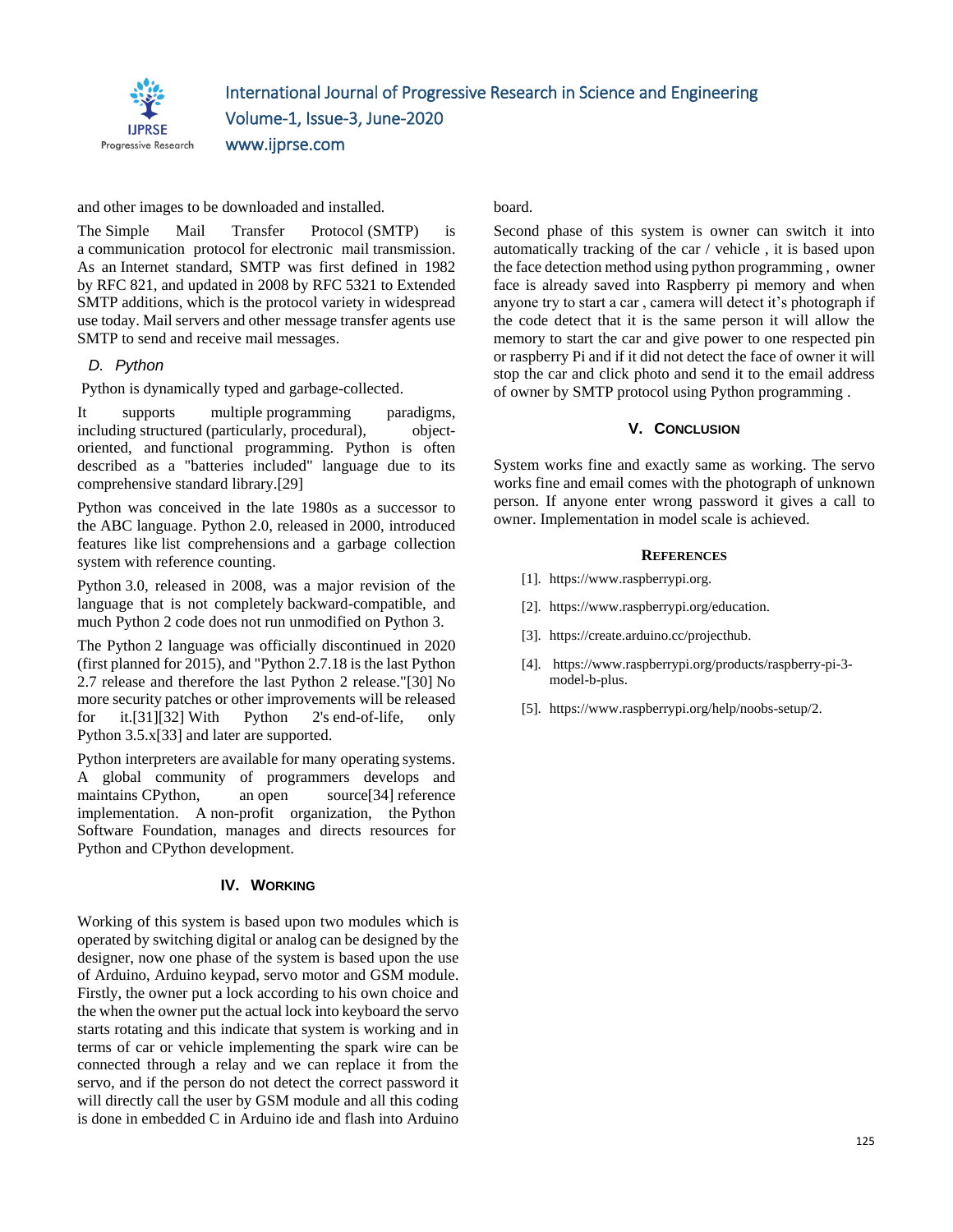and other images to be downloaded and installed.

The Simple Mail Transfer Protocol (SMTP) is a communication protocol for electronic mail transmission. As an Internet standard, SMTP was first defined in 1982 by RFC 821, and updated in 2008 by RFC 5321 to Extended SMTP additions, which is the protocol variety in widespread use today. Mail servers and other message transfer agents use SMTP to send and receive mail messages.

### D. Python

Python is dynamically typed and garbage-collected.

It supports multiple programming paradigms, including structured (particularly, procedural), object-oriented, and functional programming. Python is often described as a "batteries included" language due to its comprehensive standard library.[29]

Python was conceived in the late 1980s as a successor to the ABC language. Python 2.0, released in 2000, introduced features like list comprehensions and a garbage collection system with reference counting.

Python 3.0, released in 2008, was a major revision of the language that is not completely backward-compatible, and much Python 2 code does not run unmodified on Python 3.

The Python 2 language was officially discontinued in 2020 (first planned for 2015), and "Python 2.7.18 is the last Python 2.7 release and therefore the last Python 2 release."[30] No more security patches or other improvements will be released for it.[31][32] With Python 2's end-of-life, only Python 3.5.x[33] and later are supported.

Python interpreters are available for many operating systems. A global community of programmers develops and maintains CPython, an open source[34] reference implementation. A non-profit organization, the Python Software Foundation, manages and directs resources for Python and CPython development.

## IV. Working

Working of this system is based upon two modules which is operated by switching digital or analog can be designed by the designer, now one phase of the system is based upon the use of Arduino, Arduino keypad, servo motor and GSM module. Firstly, the owner put a lock according to his own choice and the when the owner put the actual lock into keyboard the servo starts rotating and this indicate that system is working and in terms of car or vehicle implementing the spark wire can be connected through a relay and we can replace it from the servo, and if the person do not detect the correct password it will directly call the user by GSM module and all this coding is done in embedded C in Arduino ide and flash into Arduino board.

Second phase of this system is owner can switch it into automatically tracking of the car / vehicle , it is based upon the face detection method using python programming , owner face is already saved into Raspberry pi memory and when anyone try to start a car , camera will detect it's photograph if the code detect that it is the same person it will allow the memory to start the car and give power to one respected pin or raspberry Pi and if it did not detect the face of owner it will stop the car and click photo and send it to the email address of owner by SMTP protocol using Python programming .

## V. Conclusion

System works fine and exactly same as working. The servo works fine and email comes with the photograph of unknown person. If anyone enter wrong password it gives a call to owner. Implementation in model scale is achieved.

## References

[1]. https://www.raspberrypi.org.

[2]. https://www.raspberrypi.org/education.

[3]. https://create.arduino.cc/projecthub.

[4]. https://www.raspberrypi.org/products/raspberry-pi-3-model-b-plus.

[5]. https://www.raspberrypi.org/help/noobs-setup/2.